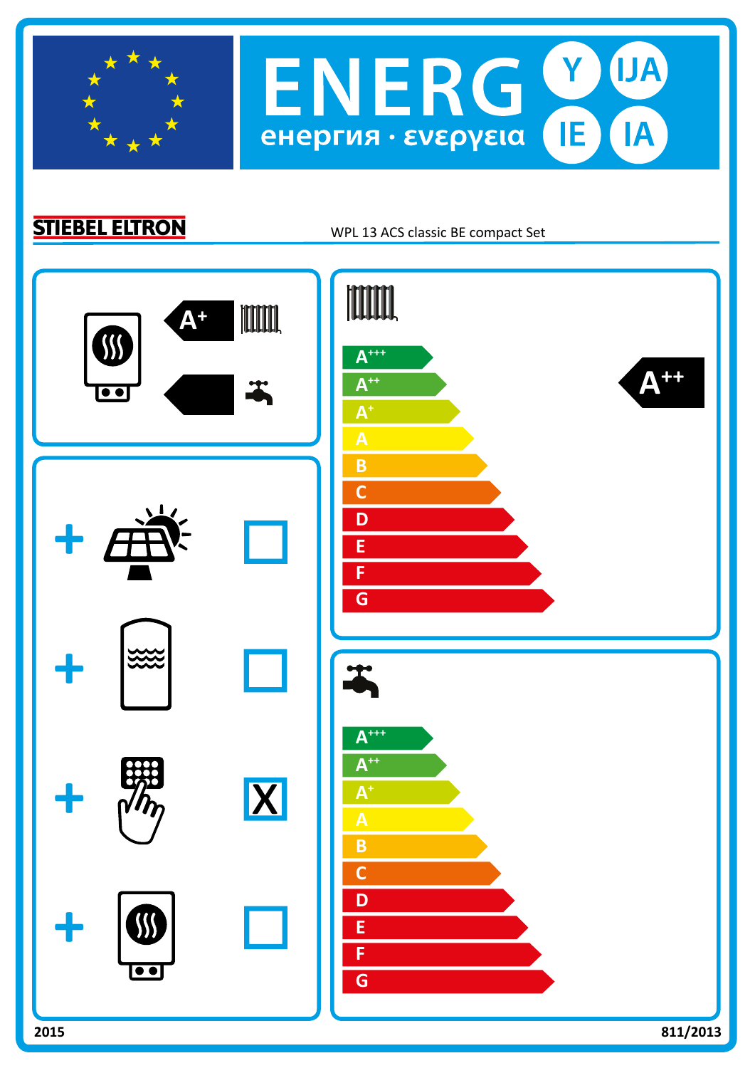# ENERG Y IJA IE IA

енергия · ενεργεια

**STIEBEL ELTRON**

WPL 13 ACS classic BE compact Set

A+

A+++
A++
A+
A
B
C
D
E
F
G

A++

X

A+++
A++
A+
A
B
C
D
E
F
G

2015

811/2013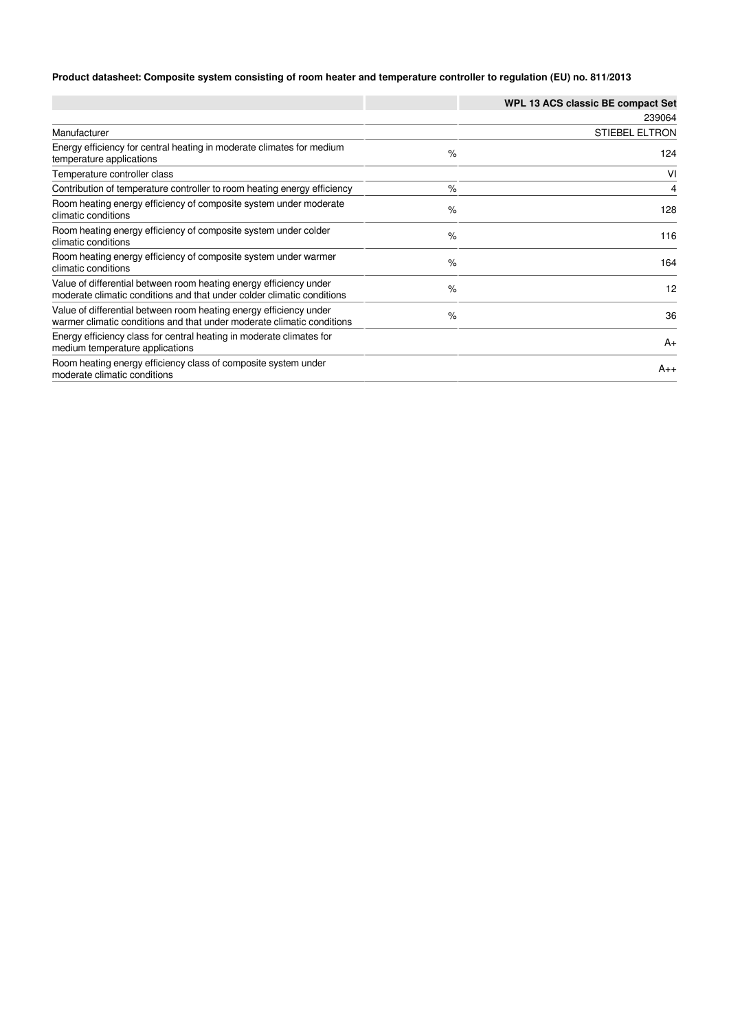**Product datasheet: Composite system consisting of room heater and temperature controller to regulation (EU) no. 811/2013**

| | | WPL 13 ACS classic BE compact Set |
|---|---|---|
| | | 239064 |
| Manufacturer | | STIEBEL ELTRON |
| Energy efficiency for central heating in moderate climates for medium temperature applications | % | 124 |
| Temperature controller class | | VI |
| Contribution of temperature controller to room heating energy efficiency | % | 4 |
| Room heating energy efficiency of composite system under moderate climatic conditions | % | 128 |
| Room heating energy efficiency of composite system under colder climatic conditions | % | 116 |
| Room heating energy efficiency of composite system under warmer climatic conditions | % | 164 |
| Value of differential between room heating energy efficiency under moderate climatic conditions and that under colder climatic conditions | % | 12 |
| Value of differential between room heating energy efficiency under warmer climatic conditions and that under moderate climatic conditions | % | 36 |
| Energy efficiency class for central heating in moderate climates for medium temperature applications | | A+ |
| Room heating energy efficiency class of composite system under moderate climatic conditions | | A++ |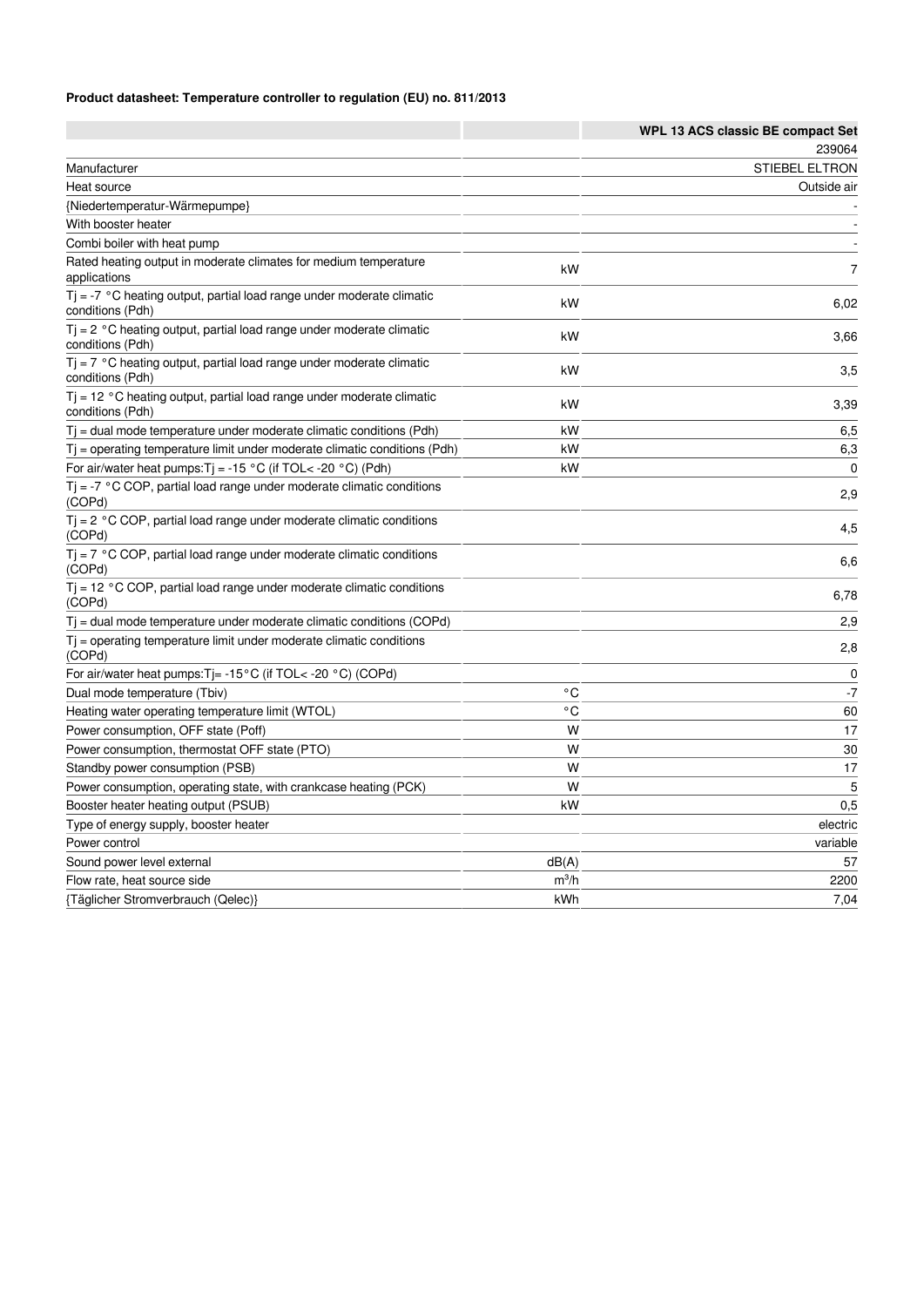**Product datasheet: Temperature controller to regulation (EU) no. 811/2013**

| | | WPL 13 ACS classic BE compact Set |
|---|---|---|
| | | 239064 |
| Manufacturer | | STIEBEL ELTRON |
| Heat source | | Outside air |
| {Niedertemperatur-Wärmepumpe} | | - |
| With booster heater | | - |
| Combi boiler with heat pump | | - |
| Rated heating output in moderate climates for medium temperature applications | kW | 7 |
| Tj = -7 °C heating output, partial load range under moderate climatic conditions (Pdh) | kW | 6,02 |
| Tj = 2 °C heating output, partial load range under moderate climatic conditions (Pdh) | kW | 3,66 |
| Tj = 7 °C heating output, partial load range under moderate climatic conditions (Pdh) | kW | 3,5 |
| Tj = 12 °C heating output, partial load range under moderate climatic conditions (Pdh) | kW | 3,39 |
| Tj = dual mode temperature under moderate climatic conditions (Pdh) | kW | 6,5 |
| Tj = operating temperature limit under moderate climatic conditions (Pdh) | kW | 6,3 |
| For air/water heat pumps:Tj = -15 °C (if TOL< -20 °C) (Pdh) | kW | 0 |
| Tj = -7 °C COP, partial load range under moderate climatic conditions (COPd) | | 2,9 |
| Tj = 2 °C COP, partial load range under moderate climatic conditions (COPd) | | 4,5 |
| Tj = 7 °C COP, partial load range under moderate climatic conditions (COPd) | | 6,6 |
| Tj = 12 °C COP, partial load range under moderate climatic conditions (COPd) | | 6,78 |
| Tj = dual mode temperature under moderate climatic conditions (COPd) | | 2,9 |
| Tj = operating temperature limit under moderate climatic conditions (COPd) | | 2,8 |
| For air/water heat pumps:Tj= -15°C (if TOL< -20 °C) (COPd) | | 0 |
| Dual mode temperature (Tbiv) | °C | -7 |
| Heating water operating temperature limit (WTOL) | °C | 60 |
| Power consumption, OFF state (Poff) | W | 17 |
| Power consumption, thermostat OFF state (PTO) | W | 30 |
| Standby power consumption (PSB) | W | 17 |
| Power consumption, operating state, with crankcase heating (PCK) | W | 5 |
| Booster heater heating output (PSUB) | kW | 0,5 |
| Type of energy supply, booster heater | | electric |
| Power control | | variable |
| Sound power level external | dB(A) | 57 |
| Flow rate, heat source side | $m^3/h$ | 2200 |
| {Täglicher Stromverbrauch (Qelec)} | kWh | 7,04 |